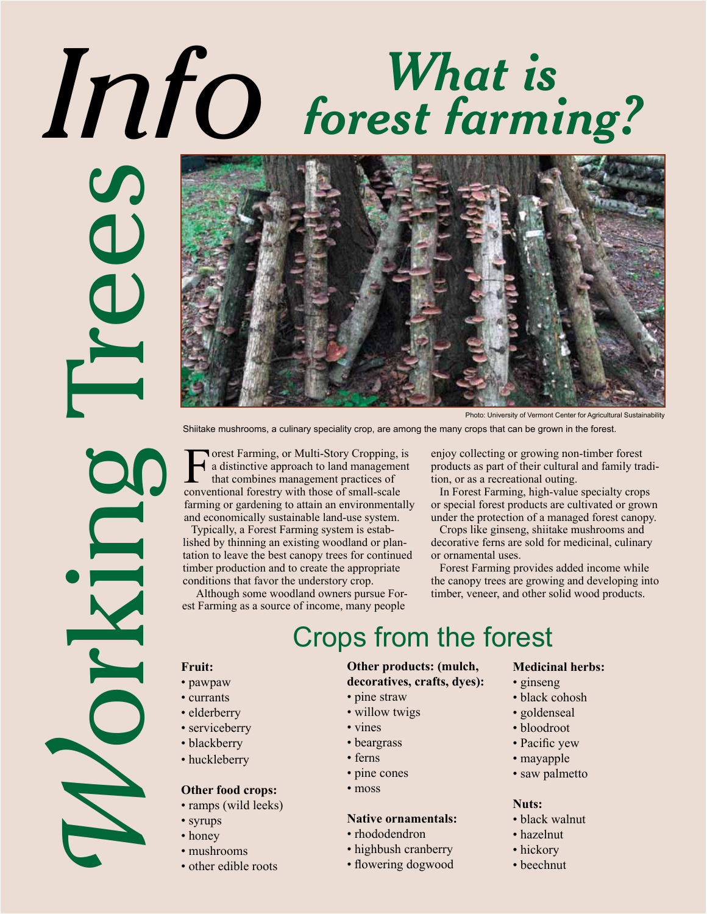# Working Trees Info

# What is forest farming?

Photo: University of Vermont Center for Agricultural Sustainability

Shiitake mushrooms, a culinary speciality crop, are among the many crops that can be grown in the forest.

Forest Farming, or Multi-Story Cropping, is a distinctive approach to land management that combines management practices of conventional forestry with those of small-scale farming or gardening to attain an environmentally and economically sustainable land-use system.

Typically, a Forest Farming system is established by thinning an existing woodland or plantation to leave the best canopy trees for continued timber production and to create the appropriate conditions that favor the understory crop.

Although some woodland owners pursue Forest Farming as a source of income, many people enjoy collecting or growing non-timber forest products as part of their cultural and family tradition, or as a recreational outing.

In Forest Farming, high-value specialty crops or special forest products are cultivated or grown under the protection of a managed forest canopy.

Crops like ginseng, shiitake mushrooms and decorative ferns are sold for medicinal, culinary or ornamental uses.

Forest Farming provides added income while the canopy trees are growing and developing into timber, veneer, and other solid wood products.

## Crops from the forest

**Fruit:**
- pawpaw
- currants
- elderberry
- serviceberry
- blackberry
- huckleberry

**Other food crops:**
- ramps (wild leeks)
- syrups
- honey
- mushrooms
- other edible roots

**Other products: (mulch, decoratives, crafts, dyes):**
- pine straw
- willow twigs
- vines
- beargrass
- ferns
- pine cones
- moss

**Native ornamentals:**
- rhododendron
- highbush cranberry
- flowering dogwood

**Medicinal herbs:**
- ginseng
- black cohosh
- goldenseal
- bloodroot
- Pacific yew
- mayapple
- saw palmetto

**Nuts:**
- black walnut
- hazelnut
- hickory
- beechnut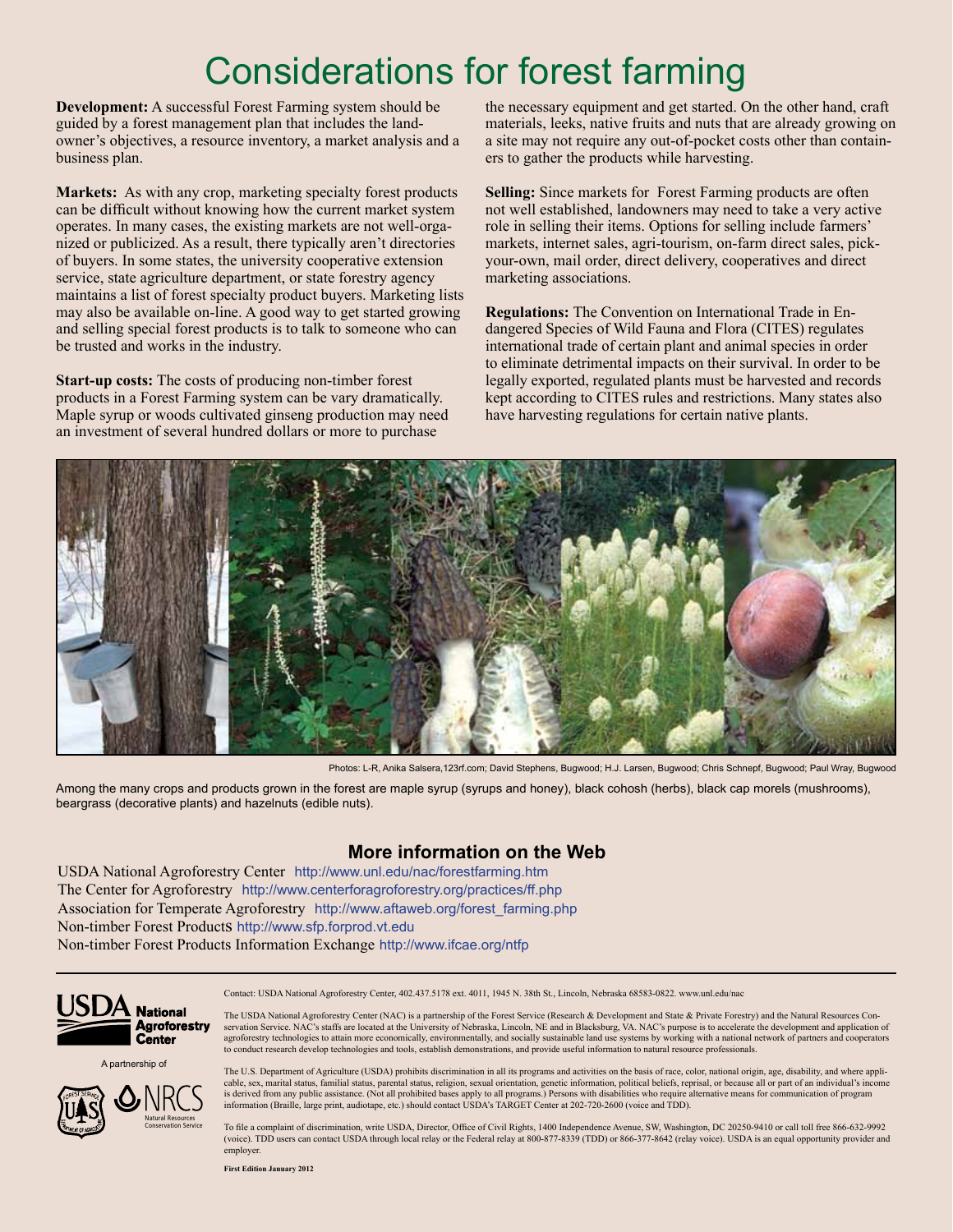# Considerations for forest farming

**Development:** A successful Forest Farming system should be guided by a forest management plan that includes the landowner's objectives, a resource inventory, a market analysis and a business plan.

**Markets:** As with any crop, marketing specialty forest products can be difficult without knowing how the current market system operates. In many cases, the existing markets are not well-organized or publicized. As a result, there typically aren't directories of buyers. In some states, the university cooperative extension service, state agriculture department, or state forestry agency maintains a list of forest specialty product buyers. Marketing lists may also be available on-line. A good way to get started growing and selling special forest products is to talk to someone who can be trusted and works in the industry.

**Start-up costs:** The costs of producing non-timber forest products in a Forest Farming system can be vary dramatically. Maple syrup or woods cultivated ginseng production may need an investment of several hundred dollars or more to purchase the necessary equipment and get started. On the other hand, craft materials, leeks, native fruits and nuts that are already growing on a site may not require any out-of-pocket costs other than containers to gather the products while harvesting.

**Selling:** Since markets for Forest Farming products are often not well established, landowners may need to take a very active role in selling their items. Options for selling include farmers' markets, internet sales, agri-tourism, on-farm direct sales, pick-your-own, mail order, direct delivery, cooperatives and direct marketing associations.

**Regulations:** The Convention on International Trade in Endangered Species of Wild Fauna and Flora (CITES) regulates international trade of certain plant and animal species in order to eliminate detrimental impacts on their survival. In order to be legally exported, regulated plants must be harvested and records kept according to CITES rules and restrictions. Many states also have harvesting regulations for certain native plants.

Photos: L-R, Anika Salsera,123rf.com; David Stephens, Bugwood; H.J. Larsen, Bugwood; Chris Schnepf, Bugwood; Paul Wray, Bugwood

Among the many crops and products grown in the forest are maple syrup (syrups and honey), black cohosh (herbs), black cap morels (mushrooms), beargrass (decorative plants) and hazelnuts (edible nuts).

## More information on the Web

USDA National Agroforestry Center http://www.unl.edu/nac/forestfarming.htm
The Center for Agroforestry http://www.centerforagroforestry.org/practices/ff.php
Association for Temperate Agroforestry http://www.aftaweb.org/forest_farming.php
Non-timber Forest Products http://www.sfp.forprod.vt.edu
Non-timber Forest Products Information Exchange http://www.ifcae.org/ntfp

USDA National Agroforestry Center

A partnership of

Forest Service · NRCS Natural Resources Conservation Service

Contact: USDA National Agroforestry Center, 402.437.5178 ext. 4011, 1945 N. 38th St., Lincoln, Nebraska 68583-0822. www.unl.edu/nac

The USDA National Agroforestry Center (NAC) is a partnership of the Forest Service (Research & Development and State & Private Forestry) and the Natural Resources Conservation Service. NAC's staffs are located at the University of Nebraska, Lincoln, NE and in Blacksburg, VA. NAC's purpose is to accelerate the development and application of agroforestry technologies to attain more economically, environmentally, and socially sustainable land use systems by working with a national network of partners and cooperators to conduct research develop technologies and tools, establish demonstrations, and provide useful information to natural resource professionals.

The U.S. Department of Agriculture (USDA) prohibits discrimination in all its programs and activities on the basis of race, color, national origin, age, disability, and where applicable, sex, marital status, familial status, parental status, religion, sexual orientation, genetic information, political beliefs, reprisal, or because all or part of an individual's income is derived from any public assistance. (Not all prohibited bases apply to all programs.) Persons with disabilities who require alternative means for communication of program information (Braille, large print, audiotape, etc.) should contact USDA's TARGET Center at 202-720-2600 (voice and TDD).

To file a complaint of discrimination, write USDA, Director, Office of Civil Rights, 1400 Independence Avenue, SW, Washington, DC 20250-9410 or call toll free 866-632-9992 (voice). TDD users can contact USDA through local relay or the Federal relay at 800-877-8339 (TDD) or 866-377-8642 (relay voice). USDA is an equal opportunity provider and employer.

**First Edition January 2012**